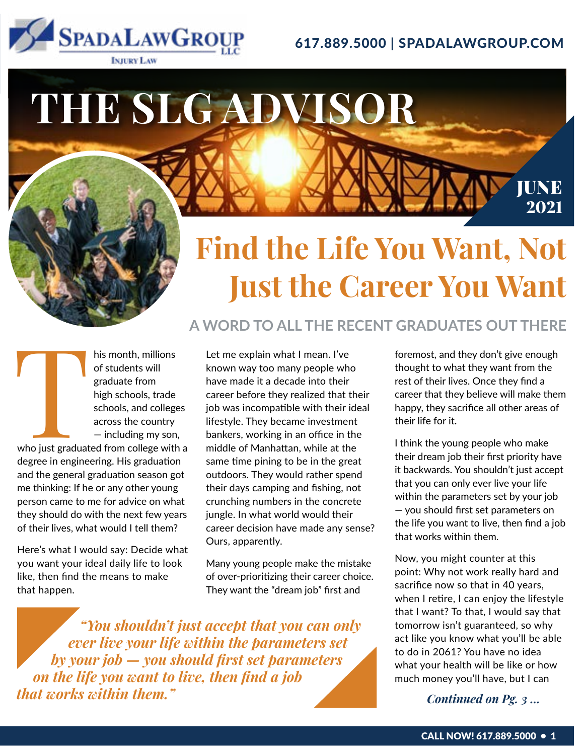SPADA LAW GROUP LLC
INJURY LAW

617.889.5000 | SPADALAWGROUP.COM

# THE SLG ADVISOR

JUNE 2021

# Find the Life You Want, Not Just the Career You Want

## A WORD TO ALL THE RECENT GRADUATES OUT THERE

This month, millions of students will graduate from high schools, trade schools, and colleges across the country — including my son, who just graduated from college with a degree in engineering. His graduation and the general graduation season got me thinking: If he or any other young person came to me for advice on what they should do with the next few years of their lives, what would I tell them?

Here's what I would say: Decide what you want your ideal daily life to look like, then find the means to make that happen.

Let me explain what I mean. I've known way too many people who have made it a decade into their career before they realized that their job was incompatible with their ideal lifestyle. They became investment bankers, working in an office in the middle of Manhattan, while at the same time pining to be in the great outdoors. They would rather spend their days camping and fishing, not crunching numbers in the concrete jungle. In what world would their career decision have made any sense? Ours, apparently.

Many young people make the mistake of over-prioritizing their career choice. They want the "dream job" first and foremost, and they don't give enough thought to what they want from the rest of their lives. Once they find a career that they believe will make them happy, they sacrifice all other areas of their life for it.

> *"You shouldn't just accept that you can only ever live your life within the parameters set by your job — you should first set parameters on the life you want to live, then find a job that works within them."*

I think the young people who make their dream job their first priority have it backwards. You shouldn't just accept that you can only ever live your life within the parameters set by your job — you should first set parameters on the life you want to live, then find a job that works within them.

Now, you might counter at this point: Why not work really hard and sacrifice now so that in 40 years, when I retire, I can enjoy the lifestyle that I want? To that, I would say that tomorrow isn't guaranteed, so why act like you know what you'll be able to do in 2061? You have no idea what your health will be like or how much money you'll have, but I can

*Continued on Pg. 3 ...*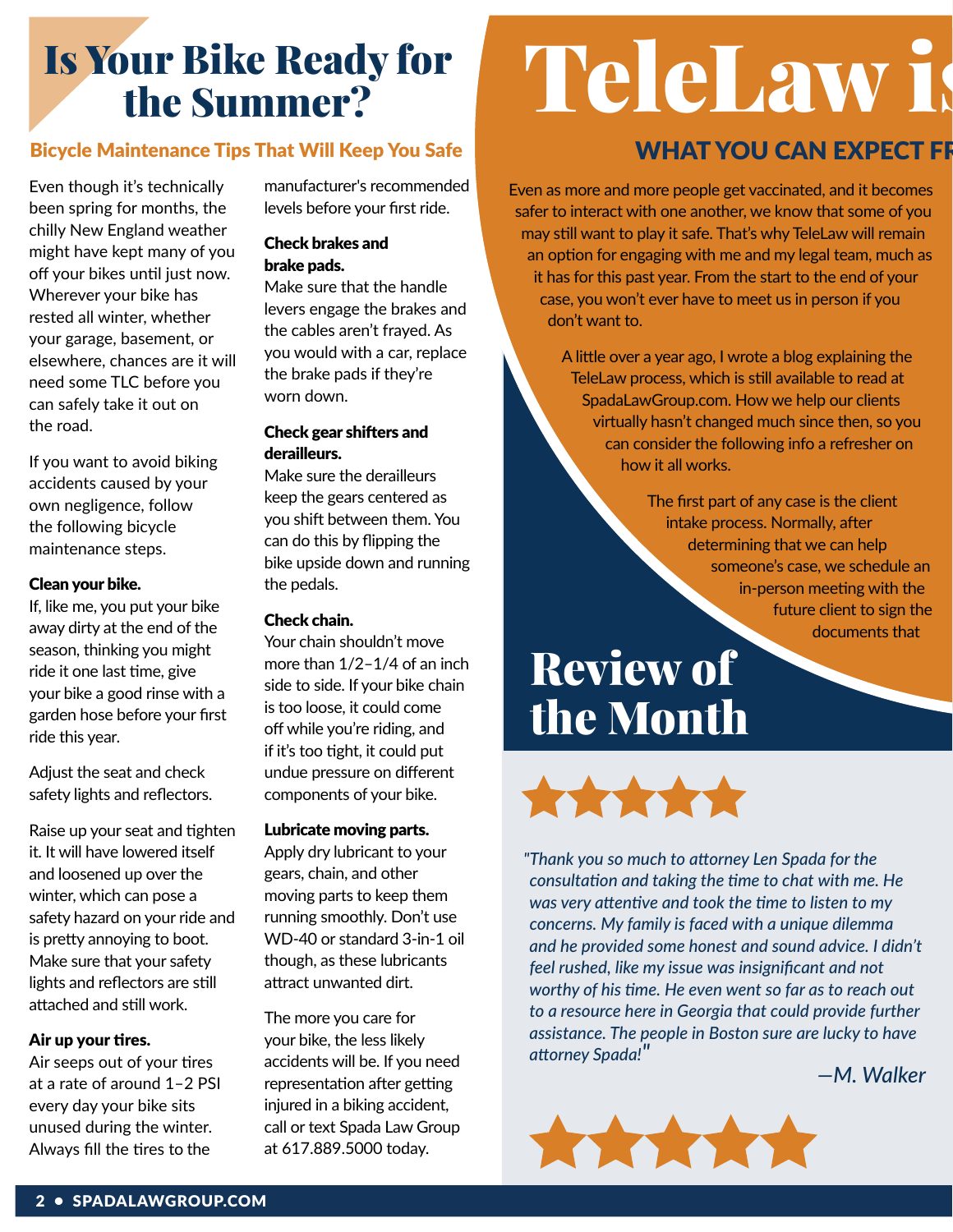# Is Your Bike Ready for the Summer?

## Bicycle Maintenance Tips That Will Keep You Safe

Even though it's technically been spring for months, the chilly New England weather might have kept many of you off your bikes until just now. Wherever your bike has rested all winter, whether your garage, basement, or elsewhere, chances are it will need some TLC before you can safely take it out on the road.

If you want to avoid biking accidents caused by your own negligence, follow the following bicycle maintenance steps.

**Clean your bike.**
If, like me, you put your bike away dirty at the end of the season, thinking you might ride it one last time, give your bike a good rinse with a garden hose before your first ride this year.

Adjust the seat and check safety lights and reflectors.

Raise up your seat and tighten it. It will have lowered itself and loosened up over the winter, which can pose a safety hazard on your ride and is pretty annoying to boot. Make sure that your safety lights and reflectors are still attached and still work.

**Air up your tires.**
Air seeps out of your tires at a rate of around 1–2 PSI every day your bike sits unused during the winter. Always fill the tires to the manufacturer's recommended levels before your first ride.

**Check brakes and brake pads.**
Make sure that the handle levers engage the brakes and the cables aren't frayed. As you would with a car, replace the brake pads if they're worn down.

**Check gear shifters and derailleurs.**
Make sure the derailleurs keep the gears centered as you shift between them. You can do this by flipping the bike upside down and running the pedals.

**Check chain.**
Your chain shouldn't move more than 1/2–1/4 of an inch side to side. If your bike chain is too loose, it could come off while you're riding, and if it's too tight, it could put undue pressure on different components of your bike.

**Lubricate moving parts.**
Apply dry lubricant to your gears, chain, and other moving parts to keep them running smoothly. Don't use WD-40 or standard 3-in-1 oil though, as these lubricants attract unwanted dirt.

The more you care for your bike, the less likely accidents will be. If you need representation after getting injured in a biking accident, call or text Spada Law Group at 617.889.5000 today.

# TeleLaw is

## WHAT YOU CAN EXPECT FR

Even as more and more people get vaccinated, and it becomes safer to interact with one another, we know that some of you may still want to play it safe. That's why TeleLaw will remain an option for engaging with me and my legal team, much as it has for this past year. From the start to the end of your case, you won't ever have to meet us in person if you don't want to.

A little over a year ago, I wrote a blog explaining the TeleLaw process, which is still available to read at SpadaLawGroup.com. How we help our clients virtually hasn't changed much since then, so you can consider the following info a refresher on how it all works.

The first part of any case is the client intake process. Normally, after determining that we can help someone's case, we schedule an in-person meeting with the future client to sign the documents that

# Review of the Month

★★★★★

*"Thank you so much to attorney Len Spada for the consultation and taking the time to chat with me. He was very attentive and took the time to listen to my concerns. My family is faced with a unique dilemma and he provided some honest and sound advice. I didn't feel rushed, like my issue was insignificant and not worthy of his time. He even went so far as to reach out to a resource here in Georgia that could provide further assistance. The people in Boston sure are lucky to have attorney Spada!"*

*—M. Walker*

★★★★★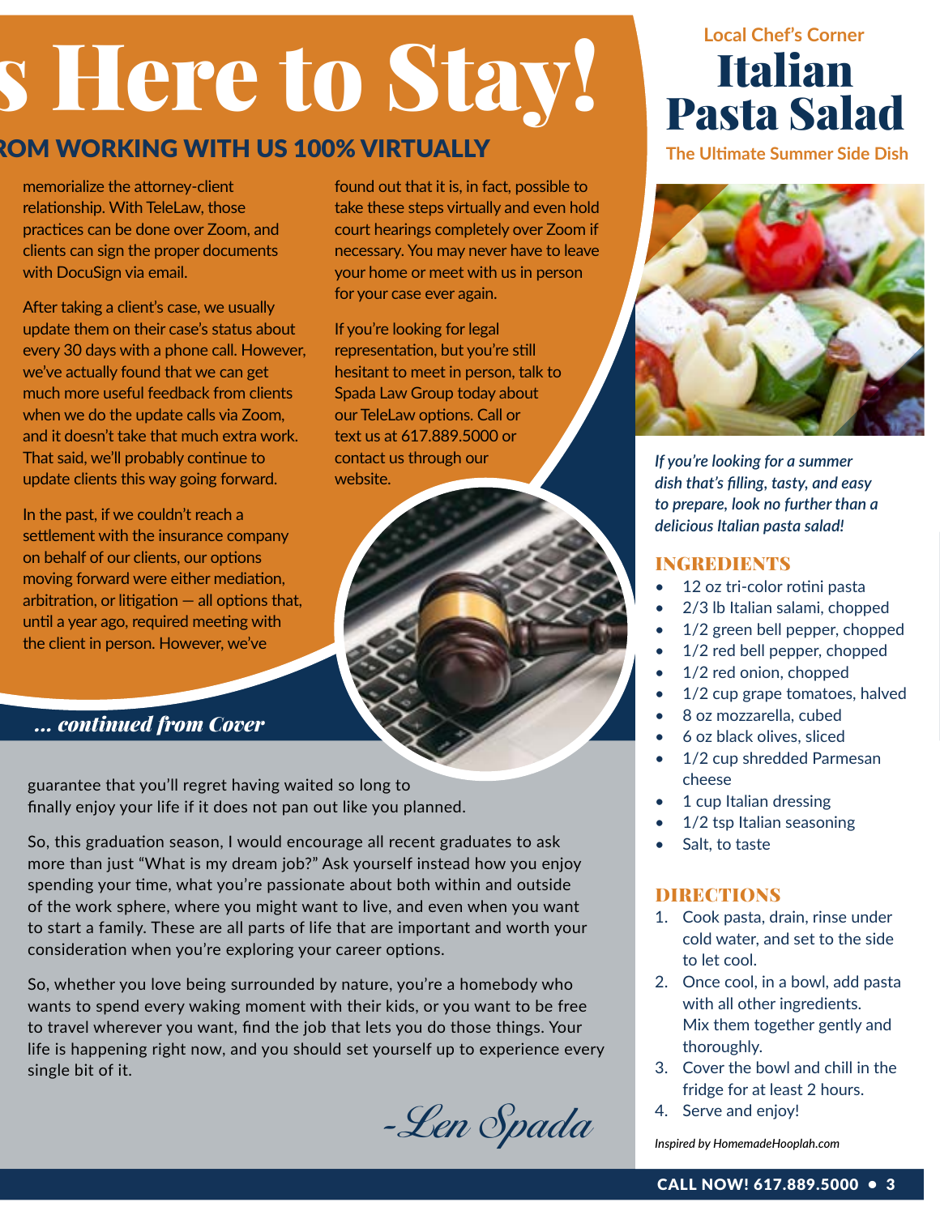# s Here to Stay!

## ROM WORKING WITH US 100% VIRTUALLY

memorialize the attorney-client relationship. With TeleLaw, those practices can be done over Zoom, and clients can sign the proper documents with DocuSign via email.

After taking a client's case, we usually update them on their case's status about every 30 days with a phone call. However, we've actually found that we can get much more useful feedback from clients when we do the update calls via Zoom, and it doesn't take that much extra work. That said, we'll probably continue to update clients this way going forward.

In the past, if we couldn't reach a settlement with the insurance company on behalf of our clients, our options moving forward were either mediation, arbitration, or litigation — all options that, until a year ago, required meeting with the client in person. However, we've found out that it is, in fact, possible to take these steps virtually and even hold court hearings completely over Zoom if necessary. You may never have to leave your home or meet with us in person for your case ever again.

If you're looking for legal representation, but you're still hesitant to meet in person, talk to Spada Law Group today about our TeleLaw options. Call or text us at 617.889.5000 or contact us through our website.

***... continued from Cover***

guarantee that you'll regret having waited so long to finally enjoy your life if it does not pan out like you planned.

So, this graduation season, I would encourage all recent graduates to ask more than just "What is my dream job?" Ask yourself instead how you enjoy spending your time, what you're passionate about both within and outside of the work sphere, where you might want to live, and even when you want to start a family. These are all parts of life that are important and worth your consideration when you're exploring your career options.

So, whether you love being surrounded by nature, you're a homebody who wants to spend every waking moment with their kids, or you want to be free to travel wherever you want, find the job that lets you do those things. Your life is happening right now, and you should set yourself up to experience every single bit of it.

*-Len Spada*

---

### Local Chef's Corner

# Italian Pasta Salad

### The Ultimate Summer Side Dish

*If you're looking for a summer dish that's filling, tasty, and easy to prepare, look no further than a delicious Italian pasta salad!*

## INGREDIENTS

- 12 oz tri-color rotini pasta
- 2/3 lb Italian salami, chopped
- 1/2 green bell pepper, chopped
- 1/2 red bell pepper, chopped
- 1/2 red onion, chopped
- 1/2 cup grape tomatoes, halved
- 8 oz mozzarella, cubed
- 6 oz black olives, sliced
- 1/2 cup shredded Parmesan cheese
- 1 cup Italian dressing
- 1/2 tsp Italian seasoning
- Salt, to taste

## DIRECTIONS

1. Cook pasta, drain, rinse under cold water, and set to the side to let cool.
2. Once cool, in a bowl, add pasta with all other ingredients. Mix them together gently and thoroughly.
3. Cover the bowl and chill in the fridge for at least 2 hours.
4. Serve and enjoy!

*Inspired by HomemadeHooplah.com*

**CALL NOW! 617.889.5000**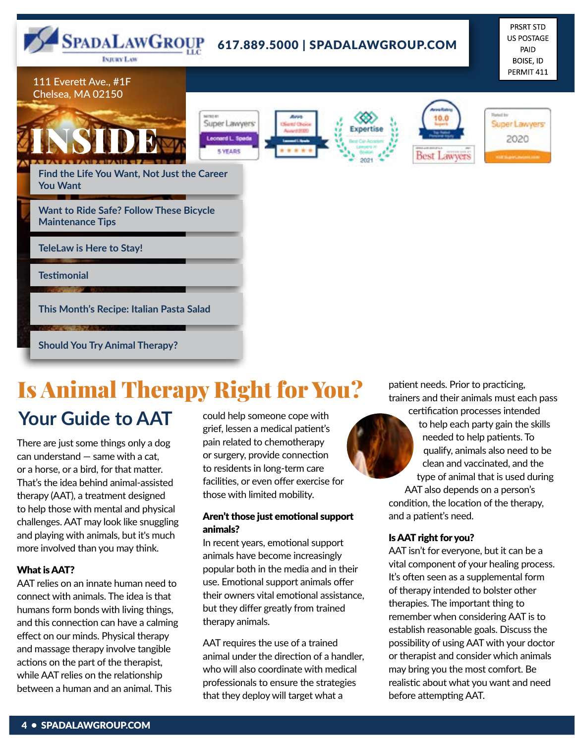SpadaLawGroup LLC
Injury Law

617.889.5000 | SPADALAWGROUP.COM

PRSRT STD
US POSTAGE
PAID
BOISE, ID
PERMIT 411

111 Everett Ave., #1F
Chelsea, MA 02150

# INSIDE

- Find the Life You Want, Not Just the Career You Want
- Want to Ride Safe? Follow These Bicycle Maintenance Tips
- TeleLaw is Here to Stay!
- Testimonial
- This Month's Recipe: Italian Pasta Salad
- Should You Try Animal Therapy?

# Is Animal Therapy Right for You?

## Your Guide to AAT

There are just some things only a dog can understand — same with a cat, or a horse, or a bird, for that matter. That's the idea behind animal-assisted therapy (AAT), a treatment designed to help those with mental and physical challenges. AAT may look like snuggling and playing with animals, but it's much more involved than you may think.

### What is AAT?

AAT relies on an innate human need to connect with animals. The idea is that humans form bonds with living things, and this connection can have a calming effect on our minds. Physical therapy and massage therapy involve tangible actions on the part of the therapist, while AAT relies on the relationship between a human and an animal. This could help someone cope with grief, lessen a medical patient's pain related to chemotherapy or surgery, provide connection to residents in long-term care facilities, or even offer exercise for those with limited mobility.

### Aren't those just emotional support animals?

In recent years, emotional support animals have become increasingly popular both in the media and in their use. Emotional support animals offer their owners vital emotional assistance, but they differ greatly from trained therapy animals.

AAT requires the use of a trained animal under the direction of a handler, who will also coordinate with medical professionals to ensure the strategies that they deploy will target what a patient needs. Prior to practicing, trainers and their animals must each pass certification processes intended to help each party gain the skills needed to help patients. To qualify, animals also need to be clean and vaccinated, and the type of animal that is used during AAT also depends on a person's condition, the location of the therapy, and a patient's need.

### Is AAT right for you?

AAT isn't for everyone, but it can be a vital component of your healing process. It's often seen as a supplemental form of therapy intended to bolster other therapies. The important thing to remember when considering AAT is to establish reasonable goals. Discuss the possibility of using AAT with your doctor or therapist and consider which animals may bring you the most comfort. Be realistic about what you want and need before attempting AAT.